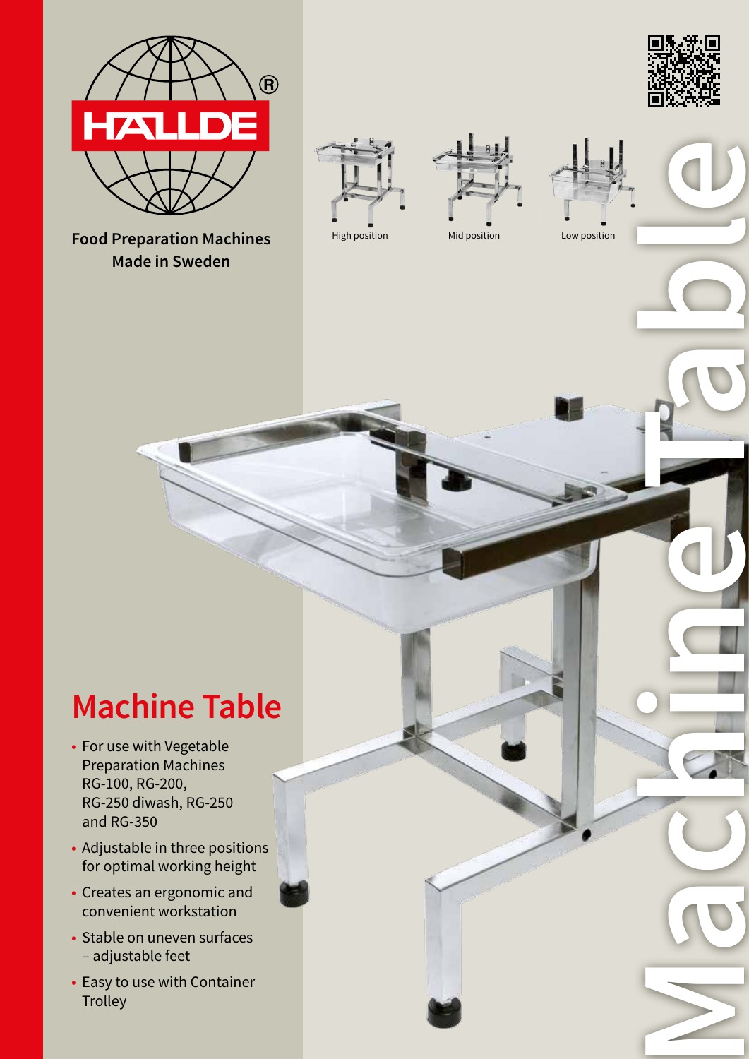HALLDE®

Food Preparation Machines
Made in Sweden

High position

Mid position

Low position

Machine Table

# Machine Table

- For use with Vegetable Preparation Machines RG-100, RG-200, RG-250 diwash, RG-250 and RG-350
- Adjustable in three positions for optimal working height
- Creates an ergonomic and convenient workstation
- Stable on uneven surfaces – adjustable feet
- Easy to use with Container Trolley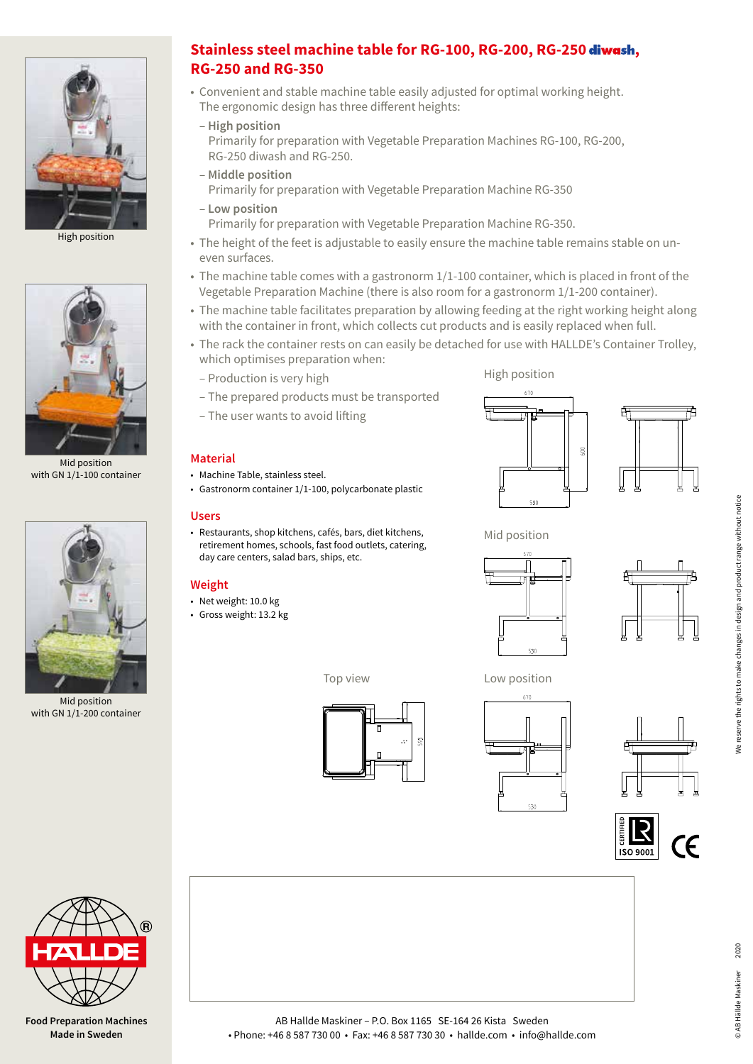# Stainless steel machine table for RG-100, RG-200, RG-250 diwash, RG-250 and RG-350

- Convenient and stable machine table easily adjusted for optimal working height. The ergonomic design has three different heights:
  - **High position**
    Primarily for preparation with Vegetable Preparation Machines RG-100, RG-200, RG-250 diwash and RG-250.
  - **Middle position**
    Primarily for preparation with Vegetable Preparation Machine RG-350
  - **Low position**
    Primarily for preparation with Vegetable Preparation Machine RG-350.
- The height of the feet is adjustable to easily ensure the machine table remains stable on uneven surfaces.
- The machine table comes with a gastronorm 1/1-100 container, which is placed in front of the Vegetable Preparation Machine (there is also room for a gastronorm 1/1-200 container).
- The machine table facilitates preparation by allowing feeding at the right working height along with the container in front, which collects cut products and is easily replaced when full.
- The rack the container rests on can easily be detached for use with HALLDE's Container Trolley, which optimises preparation when:
  - Production is very high
  - The prepared products must be transported
  - The user wants to avoid lifting

High position

Mid position
with GN 1/1-100 container

Mid position
with GN 1/1-200 container

## Material

- Machine Table, stainless steel.
- Gastronorm container 1/1-100, polycarbonate plastic

## Users

- Restaurants, shop kitchens, cafés, bars, diet kitchens, retirement homes, schools, fast food outlets, catering, day care centers, salad bars, ships, etc.

## Weight

- Net weight: 10.0 kg
- Gross weight: 13.2 kg

High position

670
600
530

Mid position

670
530

Top view

595

Low position

670
530

CERTIFIED ISO 9001

HALLDE®
Food Preparation Machines
Made in Sweden

AB Hallde Maskiner – P.O. Box 1165 SE-164 26 Kista Sweden
• Phone: +46 8 587 730 00 • Fax: +46 8 587 730 30 • hallde.com • info@hallde.com

We reserve the rights to make changes in design and product range without notice

© AB Hällde Maskiner 2020